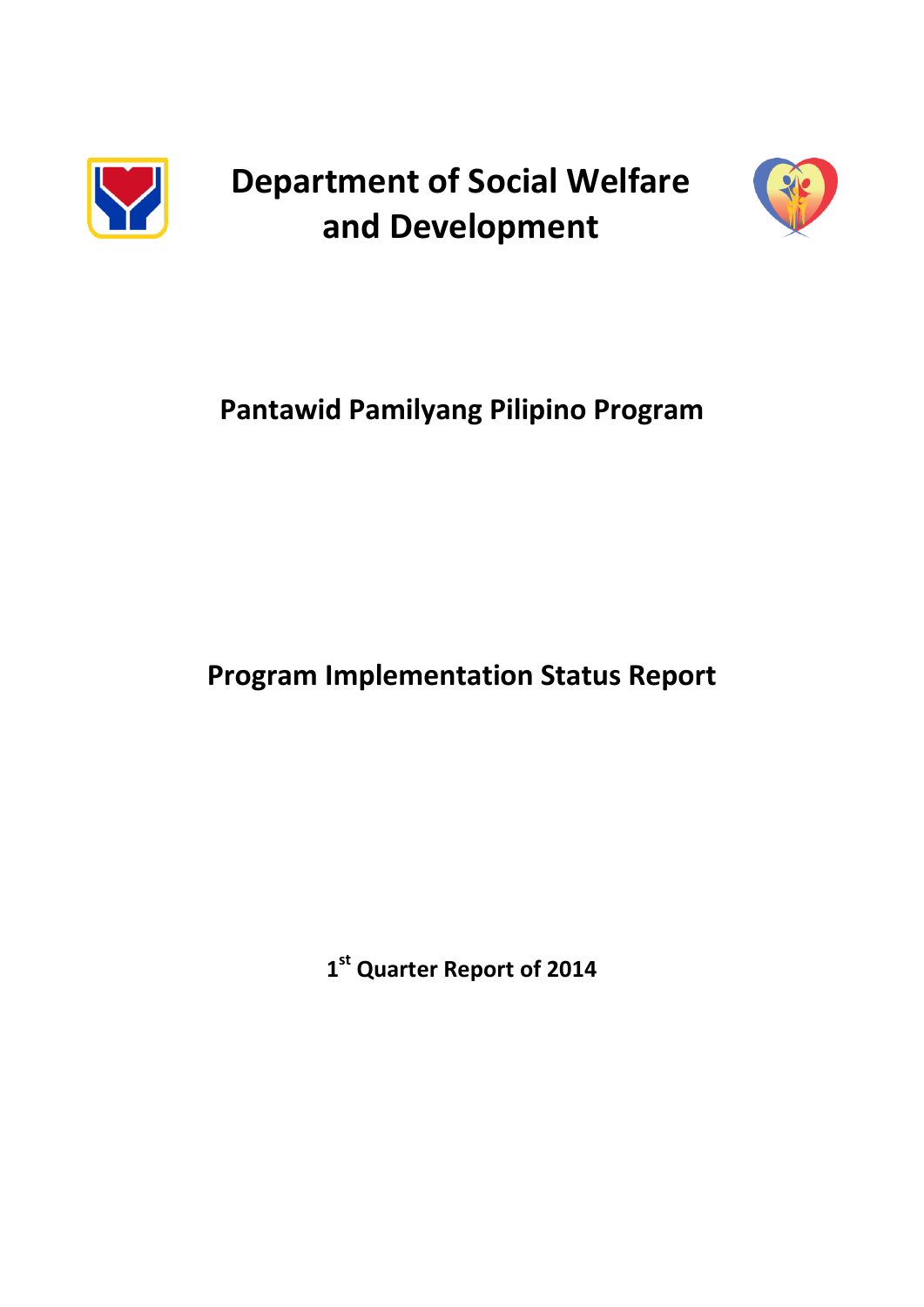# Department of Social Welfare and Development

## Pantawid Pamilyang Pilipino Program

## Program Implementation Status Report

**1st Quarter Report of 2014**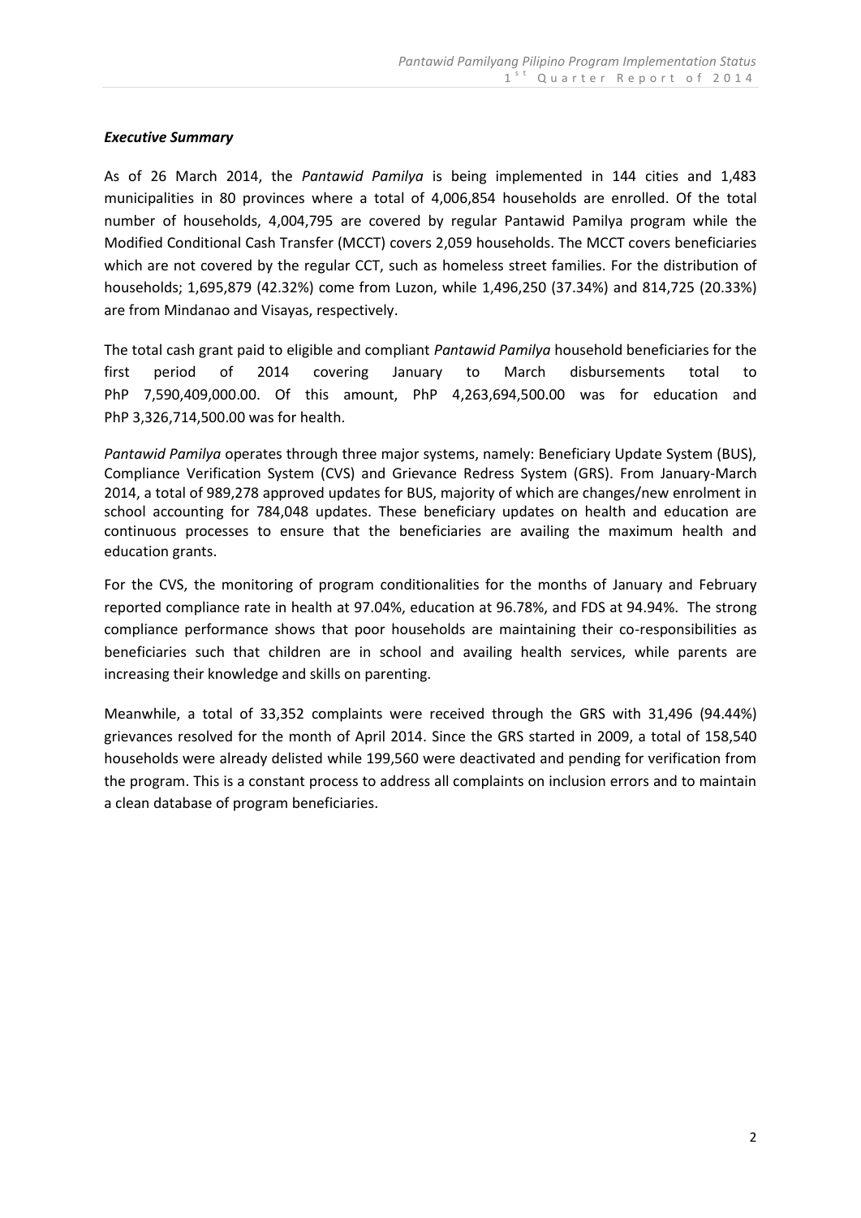***Executive Summary***

As of 26 March 2014, the *Pantawid Pamilya* is being implemented in 144 cities and 1,483 municipalities in 80 provinces where a total of 4,006,854 households are enrolled. Of the total number of households, 4,004,795 are covered by regular Pantawid Pamilya program while the Modified Conditional Cash Transfer (MCCT) covers 2,059 households. The MCCT covers beneficiaries which are not covered by the regular CCT, such as homeless street families. For the distribution of households; 1,695,879 (42.32%) come from Luzon, while 1,496,250 (37.34%) and 814,725 (20.33%) are from Mindanao and Visayas, respectively.

The total cash grant paid to eligible and compliant *Pantawid Pamilya* household beneficiaries for the first period of 2014 covering January to March disbursements total to PhP 7,590,409,000.00. Of this amount, PhP 4,263,694,500.00 was for education and PhP 3,326,714,500.00 was for health.

*Pantawid Pamilya* operates through three major systems, namely: Beneficiary Update System (BUS), Compliance Verification System (CVS) and Grievance Redress System (GRS). From January-March 2014, a total of 989,278 approved updates for BUS, majority of which are changes/new enrolment in school accounting for 784,048 updates. These beneficiary updates on health and education are continuous processes to ensure that the beneficiaries are availing the maximum health and education grants.

For the CVS, the monitoring of program conditionalities for the months of January and February reported compliance rate in health at 97.04%, education at 96.78%, and FDS at 94.94%. The strong compliance performance shows that poor households are maintaining their co-responsibilities as beneficiaries such that children are in school and availing health services, while parents are increasing their knowledge and skills on parenting.

Meanwhile, a total of 33,352 complaints were received through the GRS with 31,496 (94.44%) grievances resolved for the month of April 2014. Since the GRS started in 2009, a total of 158,540 households were already delisted while 199,560 were deactivated and pending for verification from the program. This is a constant process to address all complaints on inclusion errors and to maintain a clean database of program beneficiaries.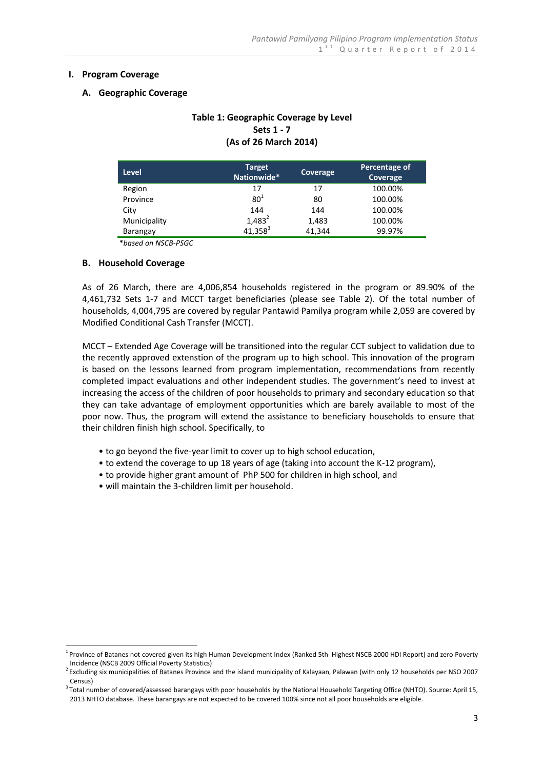## I. Program Coverage

### A. Geographic Coverage

**Table 1: Geographic Coverage by Level**
**Sets 1 - 7**
**(As of 26 March 2014)**

| Level | Target Nationwide* | Coverage | Percentage of Coverage |
|---|---|---|---|
| Region | 17 | 17 | 100.00% |
| Province | 80[1] | 80 | 100.00% |
| City | 144 | 144 | 100.00% |
| Municipality | 1,483[2] | 1,483 | 100.00% |
| Barangay | 41,358[3] | 41,344 | 99.97% |

**based on NSCB-PSGC*

### B. Household Coverage

As of 26 March, there are 4,006,854 households registered in the program or 89.90% of the 4,461,732 Sets 1-7 and MCCT target beneficiaries (please see Table 2). Of the total number of households, 4,004,795 are covered by regular Pantawid Pamilya program while 2,059 are covered by Modified Conditional Cash Transfer (MCCT).

MCCT – Extended Age Coverage will be transitioned into the regular CCT subject to validation due to the recently approved extenstion of the program up to high school. This innovation of the program is based on the lessons learned from program implementation, recommendations from recently completed impact evaluations and other independent studies. The government's need to invest at increasing the access of the children of poor households to primary and secondary education so that they can take advantage of employment opportunities which are barely available to most of the poor now. Thus, the program will extend the assistance to beneficiary households to ensure that their children finish high school. Specifically, to

- to go beyond the five-year limit to cover up to high school education,
- to extend the coverage to up 18 years of age (taking into account the K-12 program),
- to provide higher grant amount of PhP 500 for children in high school, and
- will maintain the 3-children limit per household.

---

[1] Province of Batanes not covered given its high Human Development Index (Ranked 5th Highest NSCB 2000 HDI Report) and zero Poverty Incidence (NSCB 2009 Official Poverty Statistics)

[2] Excluding six municipalities of Batanes Province and the island municipality of Kalayaan, Palawan (with only 12 households per NSO 2007 Census)

[3] Total number of covered/assessed barangays with poor households by the National Household Targeting Office (NHTO). Source: April 15, 2013 NHTO database. These barangays are not expected to be covered 100% since not all poor households are eligible.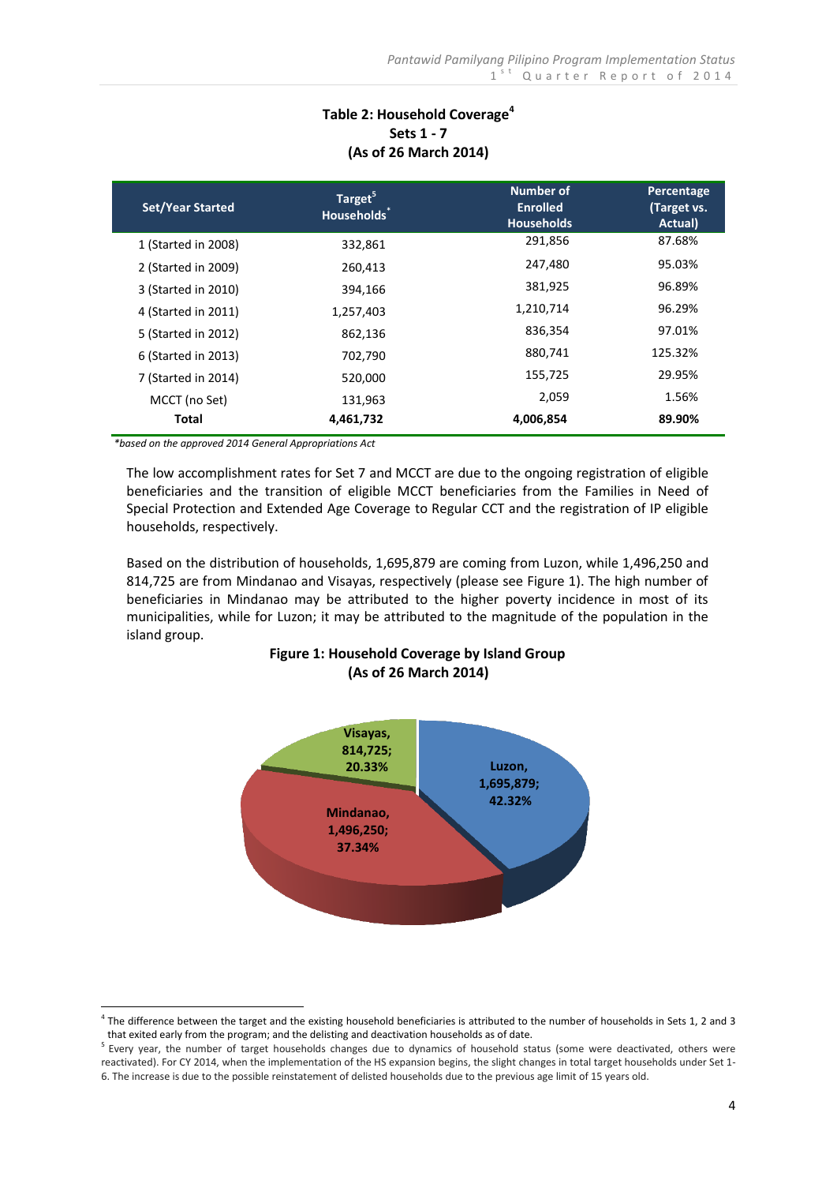**Table 2: Household Coverage[4]**
**Sets 1 - 7**
**(As of 26 March 2014)**

| Set/Year Started | Target[5] Households* | Number of Enrolled Households | Percentage (Target vs. Actual) |
|---|---|---|---|
| 1 (Started in 2008) | 332,861 | 291,856 | 87.68% |
| 2 (Started in 2009) | 260,413 | 247,480 | 95.03% |
| 3 (Started in 2010) | 394,166 | 381,925 | 96.89% |
| 4 (Started in 2011) | 1,257,403 | 1,210,714 | 96.29% |
| 5 (Started in 2012) | 862,136 | 836,354 | 97.01% |
| 6 (Started in 2013) | 702,790 | 880,741 | 125.32% |
| 7 (Started in 2014) | 520,000 | 155,725 | 29.95% |
| MCCT (no Set) | 131,963 | 2,059 | 1.56% |
| **Total** | **4,461,732** | **4,006,854** | **89.90%** |

*\*based on the approved 2014 General Appropriations Act*

The low accomplishment rates for Set 7 and MCCT are due to the ongoing registration of eligible beneficiaries and the transition of eligible MCCT beneficiaries from the Families in Need of Special Protection and Extended Age Coverage to Regular CCT and the registration of IP eligible households, respectively.

Based on the distribution of households, 1,695,879 are coming from Luzon, while 1,496,250 and 814,725 are from Mindanao and Visayas, respectively (please see Figure 1). The high number of beneficiaries in Mindanao may be attributed to the higher poverty incidence in most of its municipalities, while for Luzon; it may be attributed to the magnitude of the population in the island group.

**Figure 1: Household Coverage by Island Group**
**(As of 26 March 2014)**

Visayas, 814,725; 20.33%

Luzon, 1,695,879; 42.32%

Mindanao, 1,496,250; 37.34%

---

[4] The difference between the target and the existing household beneficiaries is attributed to the number of households in Sets 1, 2 and 3 that exited early from the program; and the delisting and deactivation households as of date.

[5] Every year, the number of target households changes due to dynamics of household status (some were deactivated, others were reactivated). For CY 2014, when the implementation of the HS expansion begins, the slight changes in total target households under Set 1-6. The increase is due to the possible reinstatement of delisted households due to the previous age limit of 15 years old.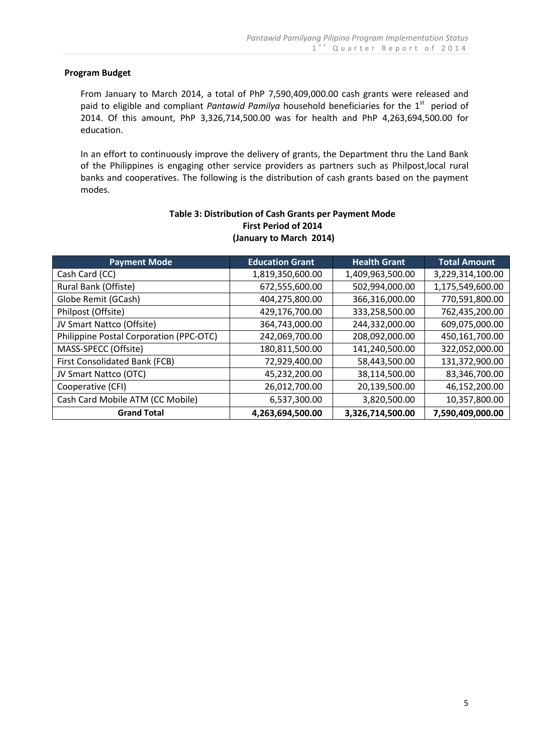**Program Budget**

From January to March 2014, a total of PhP 7,590,409,000.00 cash grants were released and paid to eligible and compliant *Pantawid Pamilya* household beneficiaries for the 1[st] period of 2014. Of this amount, PhP 3,326,714,500.00 was for health and PhP 4,263,694,500.00 for education.

In an effort to continuously improve the delivery of grants, the Department thru the Land Bank of the Philippines is engaging other service providers as partners such as Philpost,local rural banks and cooperatives. The following is the distribution of cash grants based on the payment modes.

**Table 3: Distribution of Cash Grants per Payment Mode**
**First Period of 2014**
**(January to March 2014)**

| Payment Mode | Education Grant | Health Grant | Total Amount |
|---|---|---|---|
| Cash Card (CC) | 1,819,350,600.00 | 1,409,963,500.00 | 3,229,314,100.00 |
| Rural Bank (Offiste) | 672,555,600.00 | 502,994,000.00 | 1,175,549,600.00 |
| Globe Remit (GCash) | 404,275,800.00 | 366,316,000.00 | 770,591,800.00 |
| Philpost (Offsite) | 429,176,700.00 | 333,258,500.00 | 762,435,200.00 |
| JV Smart Nattco (Offsite) | 364,743,000.00 | 244,332,000.00 | 609,075,000.00 |
| Philippine Postal Corporation (PPC-OTC) | 242,069,700.00 | 208,092,000.00 | 450,161,700.00 |
| MASS-SPECC (Offsite) | 180,811,500.00 | 141,240,500.00 | 322,052,000.00 |
| First Consolidated Bank (FCB) | 72,929,400.00 | 58,443,500.00 | 131,372,900.00 |
| JV Smart Nattco (OTC) | 45,232,200.00 | 38,114,500.00 | 83,346,700.00 |
| Cooperative (CFI) | 26,012,700.00 | 20,139,500.00 | 46,152,200.00 |
| Cash Card Mobile ATM (CC Mobile) | 6,537,300.00 | 3,820,500.00 | 10,357,800.00 |
| **Grand Total** | **4,263,694,500.00** | **3,326,714,500.00** | **7,590,409,000.00** |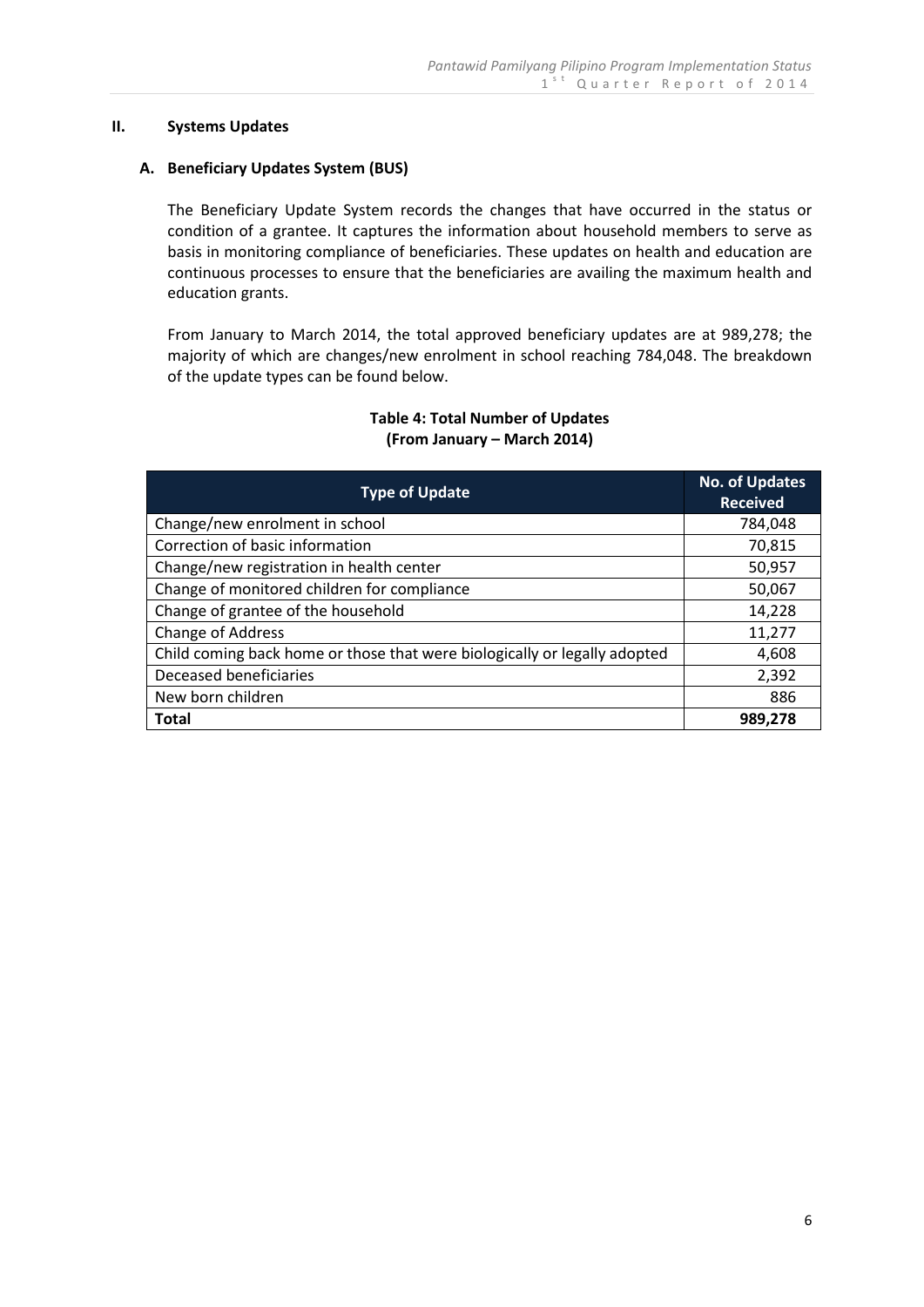## II. Systems Updates

### A. Beneficiary Updates System (BUS)

The Beneficiary Update System records the changes that have occurred in the status or condition of a grantee. It captures the information about household members to serve as basis in monitoring compliance of beneficiaries. These updates on health and education are continuous processes to ensure that the beneficiaries are availing the maximum health and education grants.

From January to March 2014, the total approved beneficiary updates are at 989,278; the majority of which are changes/new enrolment in school reaching 784,048. The breakdown of the update types can be found below.

**Table 4: Total Number of Updates**
**(From January – March 2014)**

| Type of Update | No. of Updates Received |
|---|---:|
| Change/new enrolment in school | 784,048 |
| Correction of basic information | 70,815 |
| Change/new registration in health center | 50,957 |
| Change of monitored children for compliance | 50,067 |
| Change of grantee of the household | 14,228 |
| Change of Address | 11,277 |
| Child coming back home or those that were biologically or legally adopted | 4,608 |
| Deceased beneficiaries | 2,392 |
| New born children | 886 |
| **Total** | **989,278** |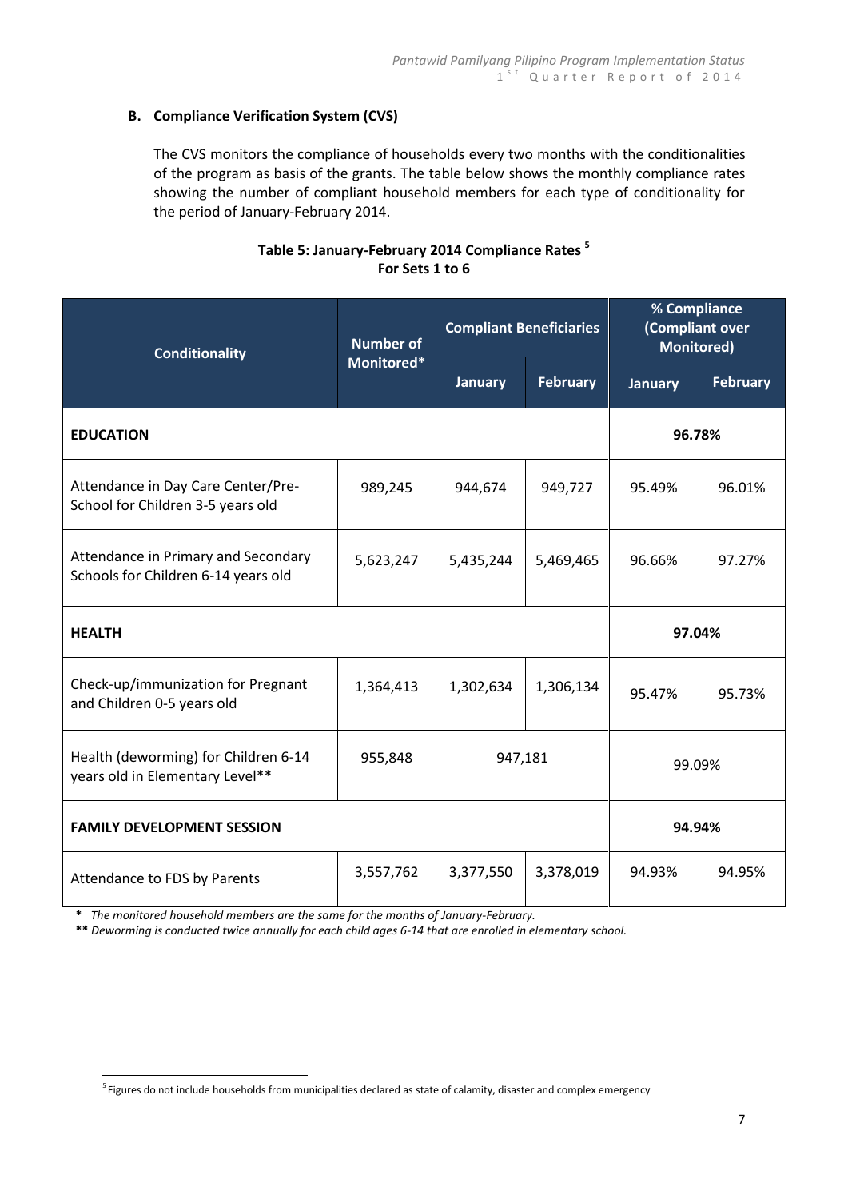### B. Compliance Verification System (CVS)

The CVS monitors the compliance of households every two months with the conditionalities of the program as basis of the grants. The table below shows the monthly compliance rates showing the number of compliant household members for each type of conditionality for the period of January-February 2014.

**Table 5: January-February 2014 Compliance Rates [5]**
**For Sets 1 to 6**

| Conditionality | Number of Monitored* | Compliant Beneficiaries | | % Compliance (Compliant over Monitored) | |
|---|---|---|---|---|---|
| | | January | February | January | February |
| **EDUCATION** | | | | **96.78%** | |
| Attendance in Day Care Center/Pre-School for Children 3-5 years old | 989,245 | 944,674 | 949,727 | 95.49% | 96.01% |
| Attendance in Primary and Secondary Schools for Children 6-14 years old | 5,623,247 | 5,435,244 | 5,469,465 | 96.66% | 97.27% |
| **HEALTH** | | | | **97.04%** | |
| Check-up/immunization for Pregnant and Children 0-5 years old | 1,364,413 | 1,302,634 | 1,306,134 | 95.47% | 95.73% |
| Health (deworming) for Children 6-14 years old in Elementary Level** | 955,848 | 947,181 | | 99.09% | |
| **FAMILY DEVELOPMENT SESSION** | | | | **94.94%** | |
| Attendance to FDS by Parents | 3,557,762 | 3,377,550 | 3,378,019 | 94.93% | 94.95% |

**\*** *The monitored household members are the same for the months of January-February.*

**\*\*** *Deworming is conducted twice annually for each child ages 6-14 that are enrolled in elementary school.*

[5] Figures do not include households from municipalities declared as state of calamity, disaster and complex emergency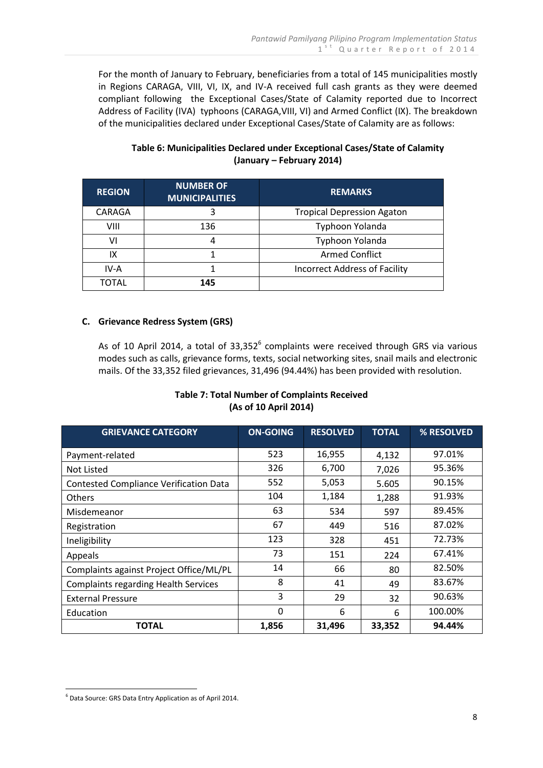For the month of January to February, beneficiaries from a total of 145 municipalities mostly in Regions CARAGA, VIII, VI, IX, and IV-A received full cash grants as they were deemed compliant following the Exceptional Cases/State of Calamity reported due to Incorrect Address of Facility (IVA) typhoons (CARAGA,VIII, VI) and Armed Conflict (IX). The breakdown of the municipalities declared under Exceptional Cases/State of Calamity are as follows:

**Table 6: Municipalities Declared under Exceptional Cases/State of Calamity (January – February 2014)**

| REGION | NUMBER OF MUNICIPALITIES | REMARKS |
|---|---|---|
| CARAGA | 3 | Tropical Depression Agaton |
| VIII | 136 | Typhoon Yolanda |
| VI | 4 | Typhoon Yolanda |
| IX | 1 | Armed Conflict |
| IV-A | 1 | Incorrect Address of Facility |
| TOTAL | **145** | |

### C. Grievance Redress System (GRS)

As of 10 April 2014, a total of 33,352[6] complaints were received through GRS via various modes such as calls, grievance forms, texts, social networking sites, snail mails and electronic mails. Of the 33,352 filed grievances, 31,496 (94.44%) has been provided with resolution.

**Table 7: Total Number of Complaints Received (As of 10 April 2014)**

| GRIEVANCE CATEGORY | ON-GOING | RESOLVED | TOTAL | % RESOLVED |
|---|---|---|---|---|
| Payment-related | 523 | 16,955 | 4,132 | 97.01% |
| Not Listed | 326 | 6,700 | 7,026 | 95.36% |
| Contested Compliance Verification Data | 552 | 5,053 | 5.605 | 90.15% |
| Others | 104 | 1,184 | 1,288 | 91.93% |
| Misdemeanor | 63 | 534 | 597 | 89.45% |
| Registration | 67 | 449 | 516 | 87.02% |
| Ineligibility | 123 | 328 | 451 | 72.73% |
| Appeals | 73 | 151 | 224 | 67.41% |
| Complaints against Project Office/ML/PL | 14 | 66 | 80 | 82.50% |
| Complaints regarding Health Services | 8 | 41 | 49 | 83.67% |
| External Pressure | 3 | 29 | 32 | 90.63% |
| Education | 0 | 6 | 6 | 100.00% |
| **TOTAL** | **1,856** | **31,496** | **33,352** | **94.44%** |

[6] Data Source: GRS Data Entry Application as of April 2014.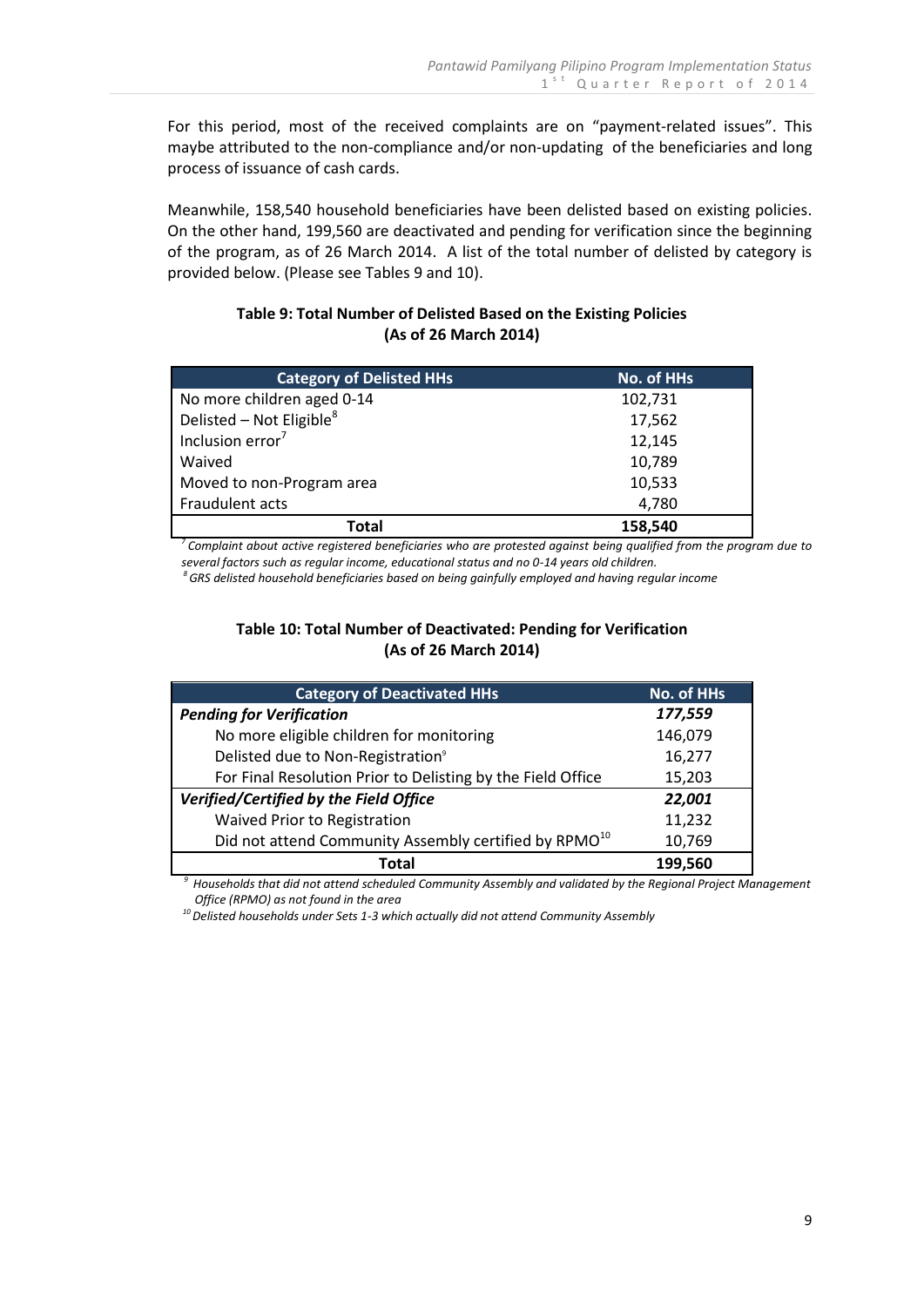For this period, most of the received complaints are on "payment-related issues". This maybe attributed to the non-compliance and/or non-updating of the beneficiaries and long process of issuance of cash cards.

Meanwhile, 158,540 household beneficiaries have been delisted based on existing policies. On the other hand, 199,560 are deactivated and pending for verification since the beginning of the program, as of 26 March 2014. A list of the total number of delisted by category is provided below. (Please see Tables 9 and 10).

**Table 9: Total Number of Delisted Based on the Existing Policies (As of 26 March 2014)**

| Category of Delisted HHs | No. of HHs |
|---|---|
| No more children aged 0-14 | 102,731 |
| Delisted – Not Eligible[8] | 17,562 |
| Inclusion error[7] | 12,145 |
| Waived | 10,789 |
| Moved to non-Program area | 10,533 |
| Fraudulent acts | 4,780 |
| **Total** | **158,540** |

*[7] Complaint about active registered beneficiaries who are protested against being qualified from the program due to several factors such as regular income, educational status and no 0-14 years old children.*
*[8] GRS delisted household beneficiaries based on being gainfully employed and having regular income*

**Table 10: Total Number of Deactivated: Pending for Verification (As of 26 March 2014)**

| Category of Deactivated HHs | No. of HHs |
|---|---|
| ***Pending for Verification*** | ***177,559*** |
| No more eligible children for monitoring | 146,079 |
| Delisted due to Non-Registration[9] | 16,277 |
| For Final Resolution Prior to Delisting by the Field Office | 15,203 |
| ***Verified/Certified by the Field Office*** | ***22,001*** |
| Waived Prior to Registration | 11,232 |
| Did not attend Community Assembly certified by RPMO[10] | 10,769 |
| **Total** | **199,560** |

*[9] Households that did not attend scheduled Community Assembly and validated by the Regional Project Management Office (RPMO) as not found in the area*
*[10] Delisted households under Sets 1-3 which actually did not attend Community Assembly*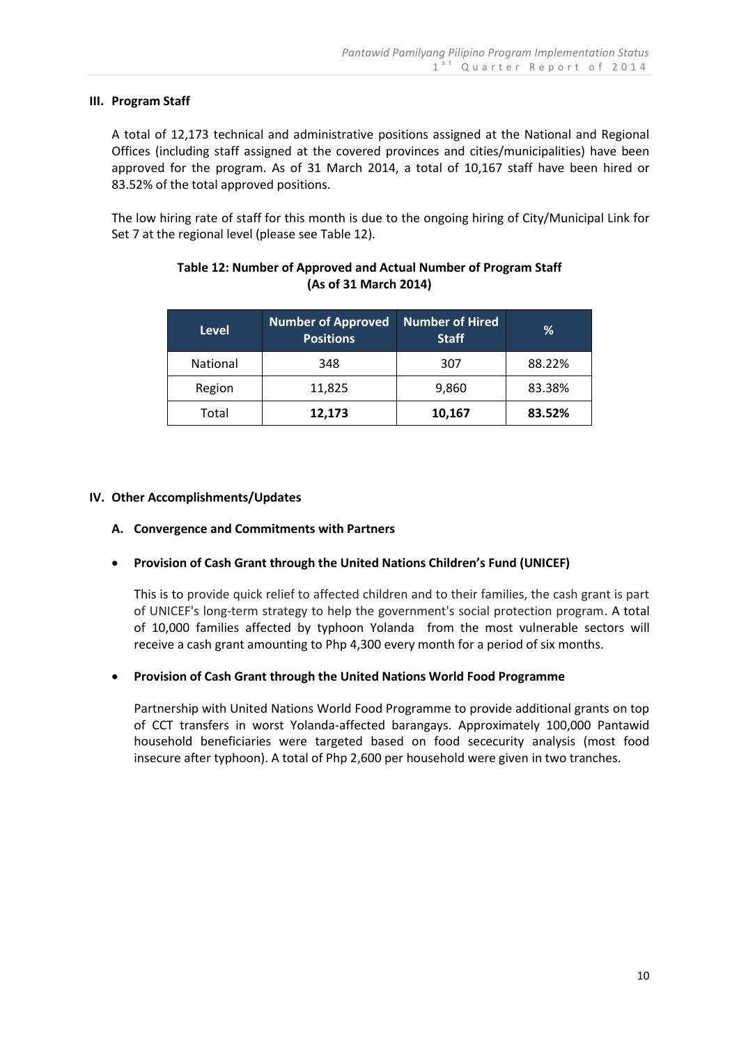### III. Program Staff

A total of 12,173 technical and administrative positions assigned at the National and Regional Offices (including staff assigned at the covered provinces and cities/municipalities) have been approved for the program. As of 31 March 2014, a total of 10,167 staff have been hired or 83.52% of the total approved positions.

The low hiring rate of staff for this month is due to the ongoing hiring of City/Municipal Link for Set 7 at the regional level (please see Table 12).

**Table 12: Number of Approved and Actual Number of Program Staff (As of 31 March 2014)**

| Level | Number of Approved Positions | Number of Hired Staff | % |
|---|---|---|---|
| National | 348 | 307 | 88.22% |
| Region | 11,825 | 9,860 | 83.38% |
| Total | **12,173** | **10,167** | **83.52%** |

### IV. Other Accomplishments/Updates

#### A. Convergence and Commitments with Partners

- **Provision of Cash Grant through the United Nations Children's Fund (UNICEF)**

  This is to provide quick relief to affected children and to their families, the cash grant is part of UNICEF's long-term strategy to help the government's social protection program. A total of 10,000 families affected by typhoon Yolanda from the most vulnerable sectors will receive a cash grant amounting to Php 4,300 every month for a period of six months.

- **Provision of Cash Grant through the United Nations World Food Programme**

  Partnership with United Nations World Food Programme to provide additional grants on top of CCT transfers in worst Yolanda-affected barangays. Approximately 100,000 Pantawid household beneficiaries were targeted based on food sececurity analysis (most food insecure after typhoon). A total of Php 2,600 per household were given in two tranches.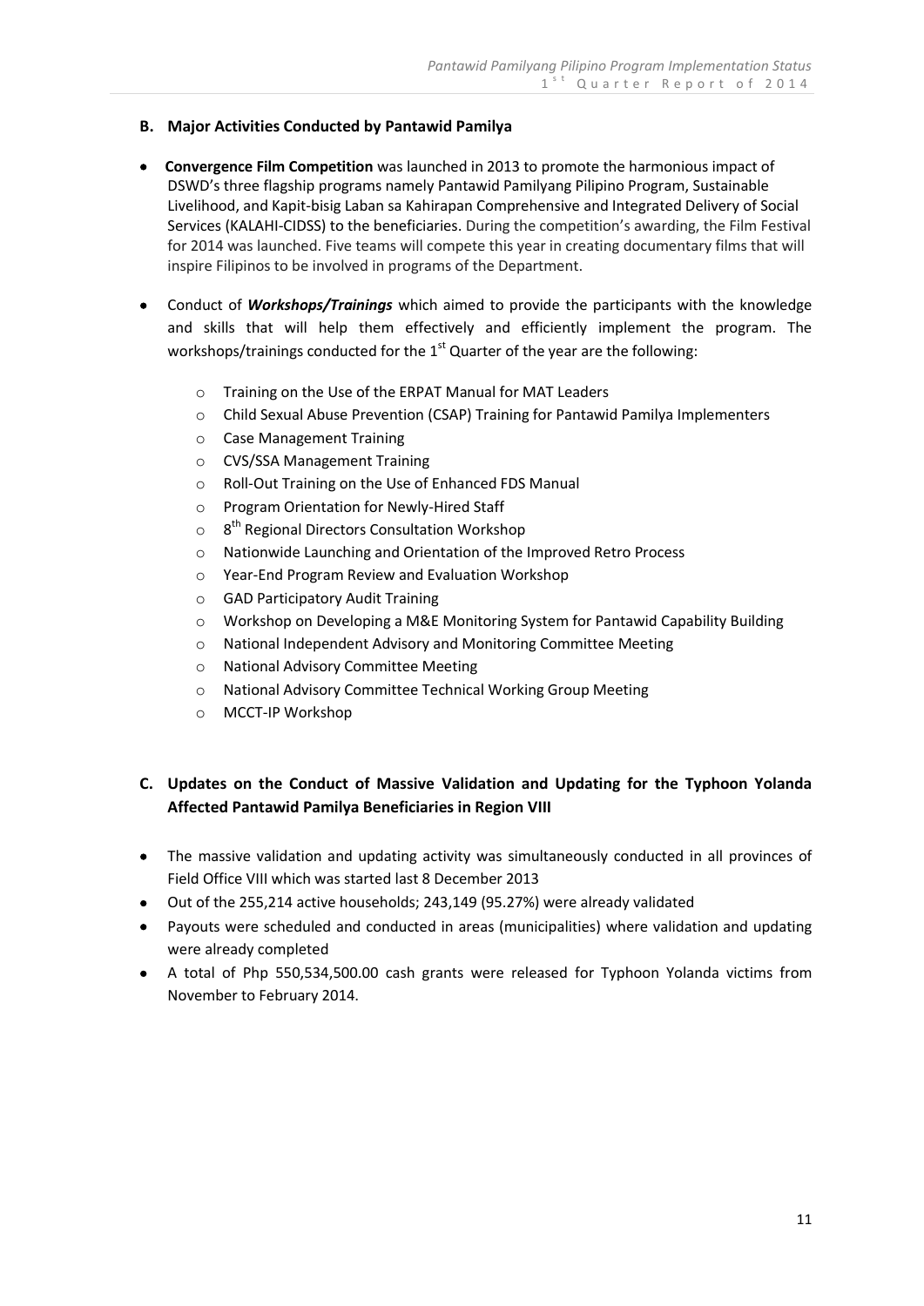### B. Major Activities Conducted by Pantawid Pamilya

- **Convergence Film Competition** was launched in 2013 to promote the harmonious impact of DSWD's three flagship programs namely Pantawid Pamilyang Pilipino Program, Sustainable Livelihood, and Kapit-bisig Laban sa Kahirapan Comprehensive and Integrated Delivery of Social Services (KALAHI-CIDSS) to the beneficiaries. During the competition's awarding, the Film Festival for 2014 was launched. Five teams will compete this year in creating documentary films that will inspire Filipinos to be involved in programs of the Department.

- Conduct of ***Workshops/Trainings*** which aimed to provide the participants with the knowledge and skills that will help them effectively and efficiently implement the program. The workshops/trainings conducted for the 1st Quarter of the year are the following:

  - Training on the Use of the ERPAT Manual for MAT Leaders
  - Child Sexual Abuse Prevention (CSAP) Training for Pantawid Pamilya Implementers
  - Case Management Training
  - CVS/SSA Management Training
  - Roll-Out Training on the Use of Enhanced FDS Manual
  - Program Orientation for Newly-Hired Staff
  - 8th Regional Directors Consultation Workshop
  - Nationwide Launching and Orientation of the Improved Retro Process
  - Year-End Program Review and Evaluation Workshop
  - GAD Participatory Audit Training
  - Workshop on Developing a M&E Monitoring System for Pantawid Capability Building
  - National Independent Advisory and Monitoring Committee Meeting
  - National Advisory Committee Meeting
  - National Advisory Committee Technical Working Group Meeting
  - MCCT-IP Workshop

### C. Updates on the Conduct of Massive Validation and Updating for the Typhoon Yolanda Affected Pantawid Pamilya Beneficiaries in Region VIII

- The massive validation and updating activity was simultaneously conducted in all provinces of Field Office VIII which was started last 8 December 2013
- Out of the 255,214 active households; 243,149 (95.27%) were already validated
- Payouts were scheduled and conducted in areas (municipalities) where validation and updating were already completed
- A total of Php 550,534,500.00 cash grants were released for Typhoon Yolanda victims from November to February 2014.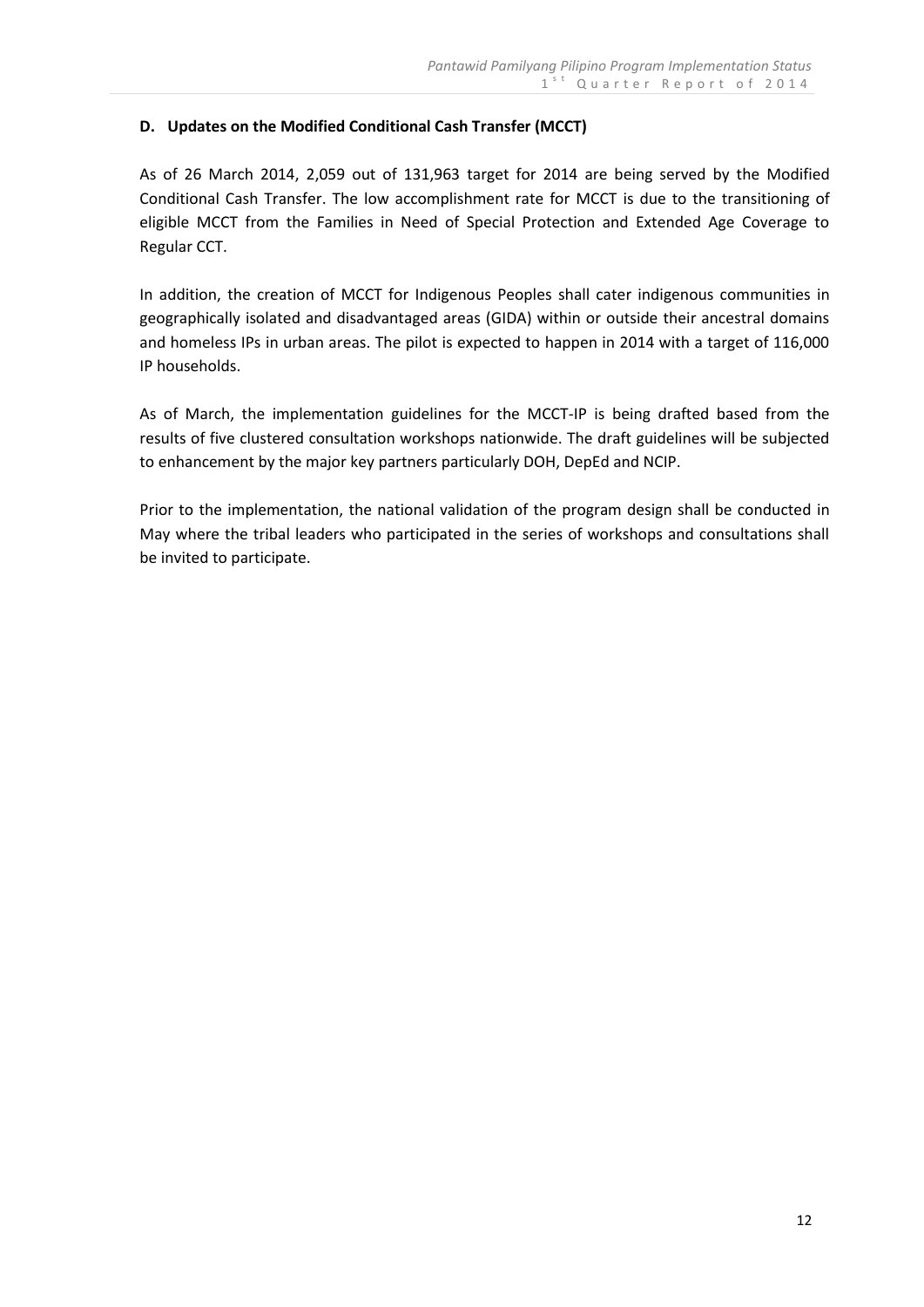### D. Updates on the Modified Conditional Cash Transfer (MCCT)

As of 26 March 2014, 2,059 out of 131,963 target for 2014 are being served by the Modified Conditional Cash Transfer. The low accomplishment rate for MCCT is due to the transitioning of eligible MCCT from the Families in Need of Special Protection and Extended Age Coverage to Regular CCT.

In addition, the creation of MCCT for Indigenous Peoples shall cater indigenous communities in geographically isolated and disadvantaged areas (GIDA) within or outside their ancestral domains and homeless IPs in urban areas. The pilot is expected to happen in 2014 with a target of 116,000 IP households.

As of March, the implementation guidelines for the MCCT-IP is being drafted based from the results of five clustered consultation workshops nationwide. The draft guidelines will be subjected to enhancement by the major key partners particularly DOH, DepEd and NCIP.

Prior to the implementation, the national validation of the program design shall be conducted in May where the tribal leaders who participated in the series of workshops and consultations shall be invited to participate.